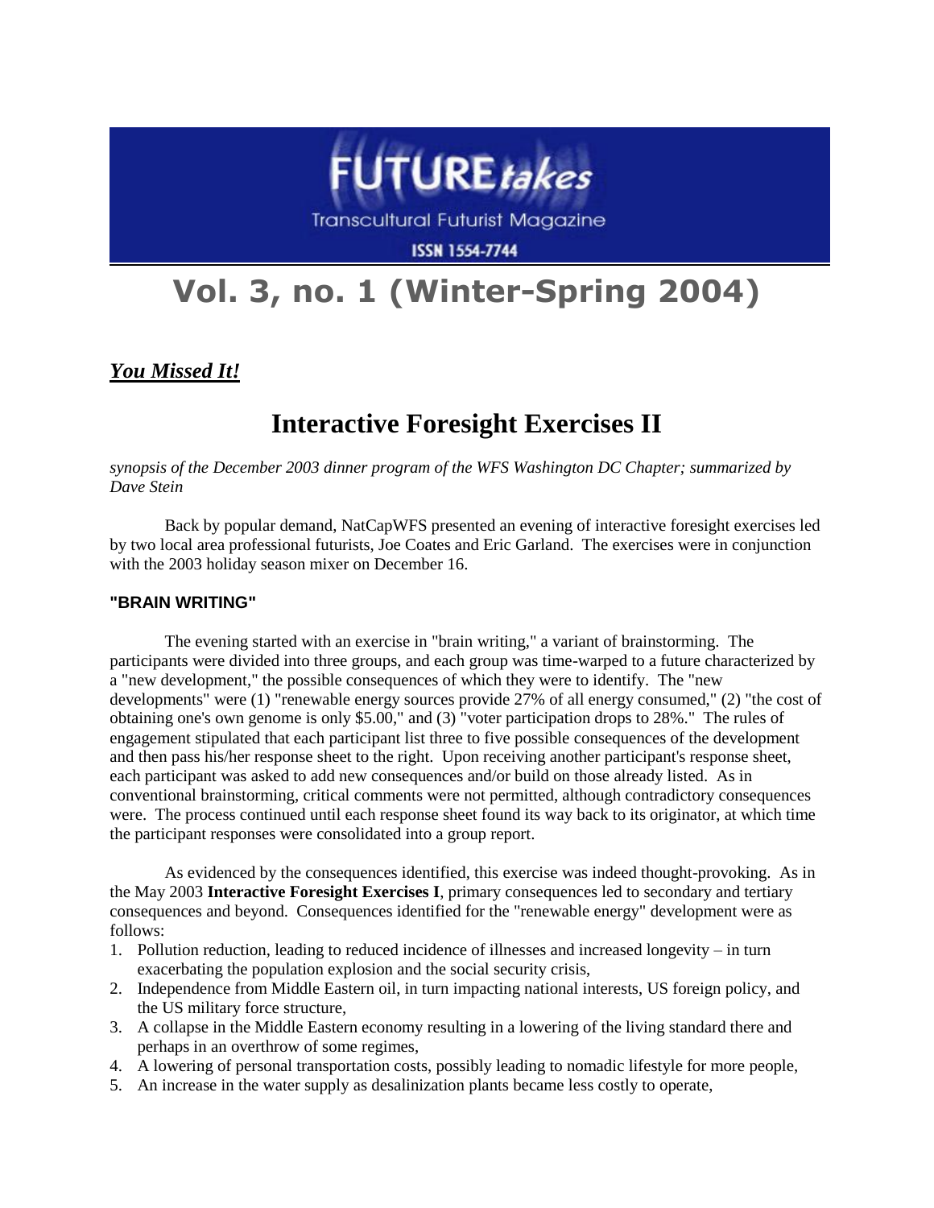# FUTURE*takes*

Transcultural Futurist Magazine

ISSN 1554-7744

# Vol. 3, no. 1 (Winter-Spring 2004)

***You Missed It!***

## Interactive Foresight Exercises II

*synopsis of the December 2003 dinner program of the WFS Washington DC Chapter; summarized by Dave Stein*

Back by popular demand, NatCapWFS presented an evening of interactive foresight exercises led by two local area professional futurists, Joe Coates and Eric Garland. The exercises were in conjunction with the 2003 holiday season mixer on December 16.

### "BRAIN WRITING"

The evening started with an exercise in "brain writing," a variant of brainstorming. The participants were divided into three groups, and each group was time-warped to a future characterized by a "new development," the possible consequences of which they were to identify. The "new developments" were (1) "renewable energy sources provide 27% of all energy consumed," (2) "the cost of obtaining one's own genome is only $5.00," and (3) "voter participation drops to 28%." The rules of engagement stipulated that each participant list three to five possible consequences of the development and then pass his/her response sheet to the right. Upon receiving another participant's response sheet, each participant was asked to add new consequences and/or build on those already listed. As in conventional brainstorming, critical comments were not permitted, although contradictory consequences were. The process continued until each response sheet found its way back to its originator, at which time the participant responses were consolidated into a group report.

As evidenced by the consequences identified, this exercise was indeed thought-provoking. As in the May 2003 **Interactive Foresight Exercises I**, primary consequences led to secondary and tertiary consequences and beyond. Consequences identified for the "renewable energy" development were as follows:

1. Pollution reduction, leading to reduced incidence of illnesses and increased longevity – in turn exacerbating the population explosion and the social security crisis,
2. Independence from Middle Eastern oil, in turn impacting national interests, US foreign policy, and the US military force structure,
3. A collapse in the Middle Eastern economy resulting in a lowering of the living standard there and perhaps in an overthrow of some regimes,
4. A lowering of personal transportation costs, possibly leading to nomadic lifestyle for more people,
5. An increase in the water supply as desalinization plants became less costly to operate,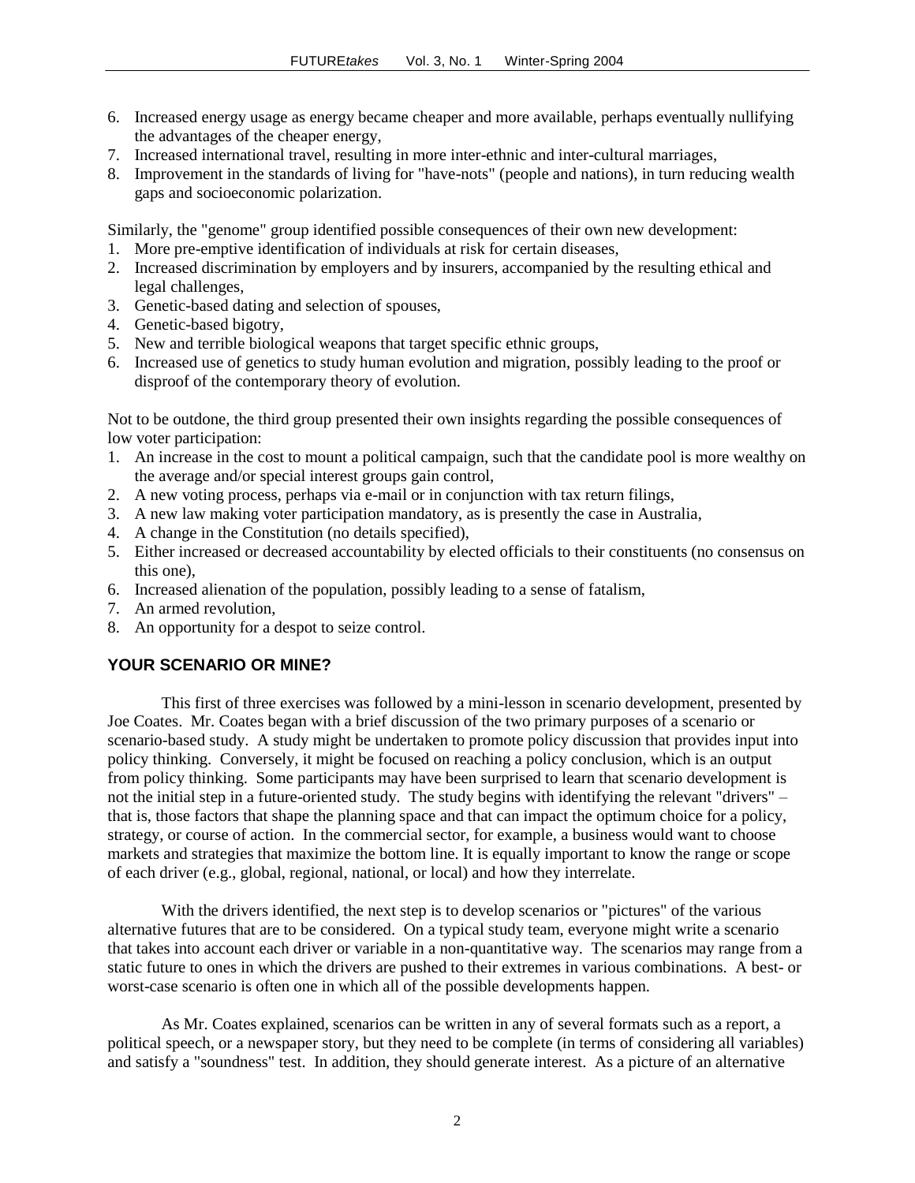6. Increased energy usage as energy became cheaper and more available, perhaps eventually nullifying the advantages of the cheaper energy,
7. Increased international travel, resulting in more inter-ethnic and inter-cultural marriages,
8. Improvement in the standards of living for "have-nots" (people and nations), in turn reducing wealth gaps and socioeconomic polarization.

Similarly, the "genome" group identified possible consequences of their own new development:

1. More pre-emptive identification of individuals at risk for certain diseases,
2. Increased discrimination by employers and by insurers, accompanied by the resulting ethical and legal challenges,
3. Genetic-based dating and selection of spouses,
4. Genetic-based bigotry,
5. New and terrible biological weapons that target specific ethnic groups,
6. Increased use of genetics to study human evolution and migration, possibly leading to the proof or disproof of the contemporary theory of evolution.

Not to be outdone, the third group presented their own insights regarding the possible consequences of low voter participation:

1. An increase in the cost to mount a political campaign, such that the candidate pool is more wealthy on the average and/or special interest groups gain control,
2. A new voting process, perhaps via e-mail or in conjunction with tax return filings,
3. A new law making voter participation mandatory, as is presently the case in Australia,
4. A change in the Constitution (no details specified),
5. Either increased or decreased accountability by elected officials to their constituents (no consensus on this one),
6. Increased alienation of the population, possibly leading to a sense of fatalism,
7. An armed revolution,
8. An opportunity for a despot to seize control.

## YOUR SCENARIO OR MINE?

This first of three exercises was followed by a mini-lesson in scenario development, presented by Joe Coates. Mr. Coates began with a brief discussion of the two primary purposes of a scenario or scenario-based study. A study might be undertaken to promote policy discussion that provides input into policy thinking. Conversely, it might be focused on reaching a policy conclusion, which is an output from policy thinking. Some participants may have been surprised to learn that scenario development is not the initial step in a future-oriented study. The study begins with identifying the relevant "drivers" – that is, those factors that shape the planning space and that can impact the optimum choice for a policy, strategy, or course of action. In the commercial sector, for example, a business would want to choose markets and strategies that maximize the bottom line. It is equally important to know the range or scope of each driver (e.g., global, regional, national, or local) and how they interrelate.

With the drivers identified, the next step is to develop scenarios or "pictures" of the various alternative futures that are to be considered. On a typical study team, everyone might write a scenario that takes into account each driver or variable in a non-quantitative way. The scenarios may range from a static future to ones in which the drivers are pushed to their extremes in various combinations. A best- or worst-case scenario is often one in which all of the possible developments happen.

As Mr. Coates explained, scenarios can be written in any of several formats such as a report, a political speech, or a newspaper story, but they need to be complete (in terms of considering all variables) and satisfy a "soundness" test. In addition, they should generate interest. As a picture of an alternative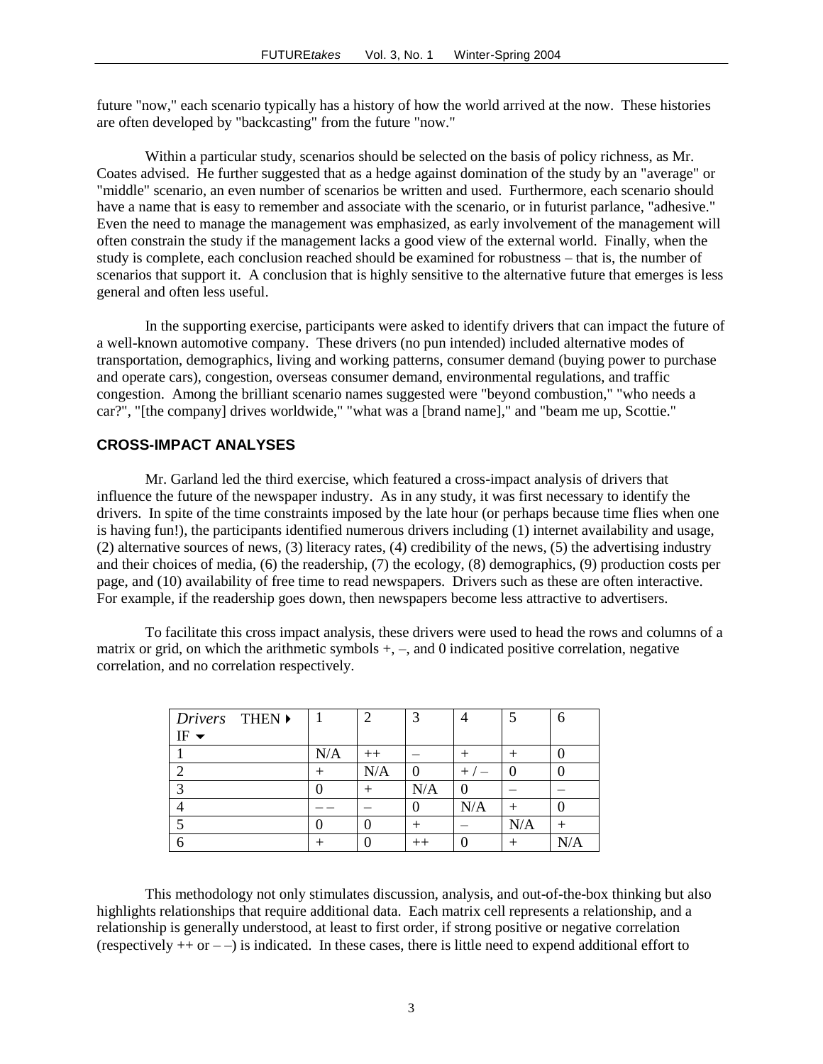future "now," each scenario typically has a history of how the world arrived at the now. These histories are often developed by "backcasting" from the future "now."

Within a particular study, scenarios should be selected on the basis of policy richness, as Mr. Coates advised. He further suggested that as a hedge against domination of the study by an "average" or "middle" scenario, an even number of scenarios be written and used. Furthermore, each scenario should have a name that is easy to remember and associate with the scenario, or in futurist parlance, "adhesive." Even the need to manage the management was emphasized, as early involvement of the management will often constrain the study if the management lacks a good view of the external world. Finally, when the study is complete, each conclusion reached should be examined for robustness – that is, the number of scenarios that support it. A conclusion that is highly sensitive to the alternative future that emerges is less general and often less useful.

In the supporting exercise, participants were asked to identify drivers that can impact the future of a well-known automotive company. These drivers (no pun intended) included alternative modes of transportation, demographics, living and working patterns, consumer demand (buying power to purchase and operate cars), congestion, overseas consumer demand, environmental regulations, and traffic congestion. Among the brilliant scenario names suggested were "beyond combustion," "who needs a car?", "[the company] drives worldwide," "what was a [brand name]," and "beam me up, Scottie."

## CROSS-IMPACT ANALYSES

Mr. Garland led the third exercise, which featured a cross-impact analysis of drivers that influence the future of the newspaper industry. As in any study, it was first necessary to identify the drivers. In spite of the time constraints imposed by the late hour (or perhaps because time flies when one is having fun!), the participants identified numerous drivers including (1) internet availability and usage, (2) alternative sources of news, (3) literacy rates, (4) credibility of the news, (5) the advertising industry and their choices of media, (6) the readership, (7) the ecology, (8) demographics, (9) production costs per page, and (10) availability of free time to read newspapers. Drivers such as these are often interactive. For example, if the readership goes down, then newspapers become less attractive to advertisers.

To facilitate this cross impact analysis, these drivers were used to head the rows and columns of a matrix or grid, on which the arithmetic symbols +, –, and 0 indicated positive correlation, negative correlation, and no correlation respectively.

| *Drivers* THEN ▸ IF ▾ | 1 | 2 | 3 | 4 | 5 | 6 |
|---|---|---|---|---|---|---|
| 1 | N/A | ++ | – | + | + | 0 |
| 2 | + | N/A | 0 | + / – | 0 | 0 |
| 3 | 0 | + | N/A | 0 | – | – |
| 4 | – – | – | 0 | N/A | + | 0 |
| 5 | 0 | 0 | + | – | N/A | + |
| 6 | + | 0 | ++ | 0 | + | N/A |

This methodology not only stimulates discussion, analysis, and out-of-the-box thinking but also highlights relationships that require additional data. Each matrix cell represents a relationship, and a relationship is generally understood, at least to first order, if strong positive or negative correlation (respectively ++ or – –) is indicated. In these cases, there is little need to expend additional effort to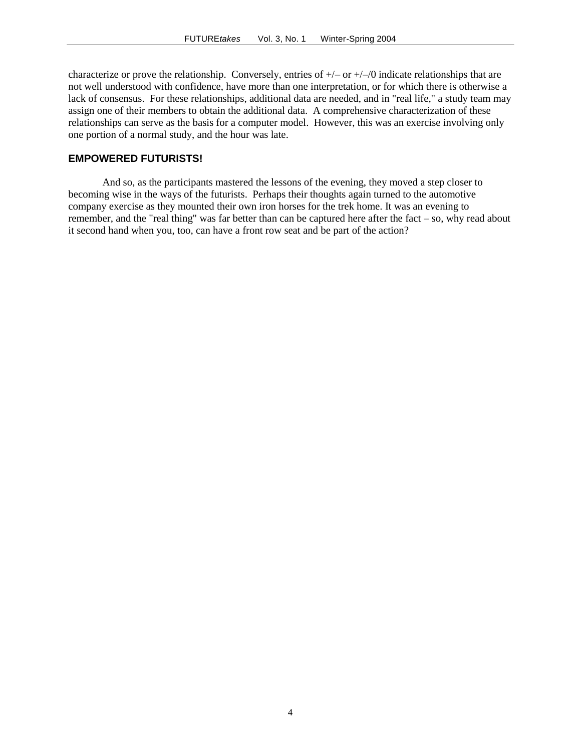characterize or prove the relationship. Conversely, entries of +/– or +/–/0 indicate relationships that are not well understood with confidence, have more than one interpretation, or for which there is otherwise a lack of consensus. For these relationships, additional data are needed, and in "real life," a study team may assign one of their members to obtain the additional data. A comprehensive characterization of these relationships can serve as the basis for a computer model. However, this was an exercise involving only one portion of a normal study, and the hour was late.

## EMPOWERED FUTURISTS!

And so, as the participants mastered the lessons of the evening, they moved a step closer to becoming wise in the ways of the futurists. Perhaps their thoughts again turned to the automotive company exercise as they mounted their own iron horses for the trek home. It was an evening to remember, and the "real thing" was far better than can be captured here after the fact – so, why read about it second hand when you, too, can have a front row seat and be part of the action?